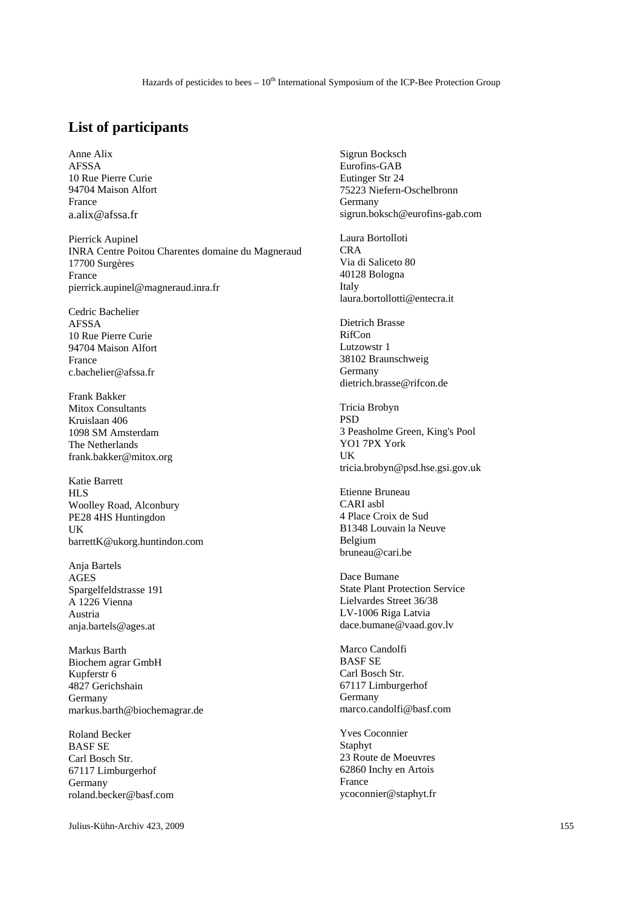## List of participants

Anne Alix
AFSSA
10 Rue Pierre Curie
94704 Maison Alfort
France
a.alix@afssa.fr

Pierrick Aupinel
INRA Centre Poitou Charentes domaine du Magneraud
17700 Surgères
France
pierrick.aupinel@magneraud.inra.fr

Cedric Bachelier
AFSSA
10 Rue Pierre Curie
94704 Maison Alfort
France
c.bachelier@afssa.fr

Frank Bakker
Mitox Consultants
Kruislaan 406
1098 SM Amsterdam
The Netherlands
frank.bakker@mitox.org

Katie Barrett
HLS
Woolley Road, Alconbury
PE28 4HS Huntingdon
UK
barrettK@ukorg.huntindon.com

Anja Bartels
AGES
Spargelfeldstrasse 191
A 1226 Vienna
Austria
anja.bartels@ages.at

Markus Barth
Biochem agrar GmbH
Kupferstr 6
4827 Gerichshain
Germany
markus.barth@biochemagrar.de

Roland Becker
BASF SE
Carl Bosch Str.
67117 Limburgerhof
Germany
roland.becker@basf.com

Sigrun Bocksch
Eurofins-GAB
Eutinger Str 24
75223 Niefern-Oschelbronn
Germany
sigrun.boksch@eurofins-gab.com

Laura Bortolloti
CRA
Via di Saliceto 80
40128 Bologna
Italy
laura.bortollotti@entecra.it

Dietrich Brasse
RifCon
Lutzowstr 1
38102 Braunschweig
Germany
dietrich.brasse@rifcon.de

Tricia Brobyn
PSD
3 Peasholme Green, King's Pool
YO1 7PX York
UK
tricia.brobyn@psd.hse.gsi.gov.uk

Etienne Bruneau
CARI asbl
4 Place Croix de Sud
B1348 Louvain la Neuve
Belgium
bruneau@cari.be

Dace Bumane
State Plant Protection Service
Lielvardes Street 36/38
LV-1006 Riga Latvia
dace.bumane@vaad.gov.lv

Marco Candolfi
BASF SE
Carl Bosch Str.
67117 Limburgerhof
Germany
marco.candolfi@basf.com

Yves Coconnier
Staphyt
23 Route de Moeuvres
62860 Inchy en Artois
France
ycoconnier@staphyt.fr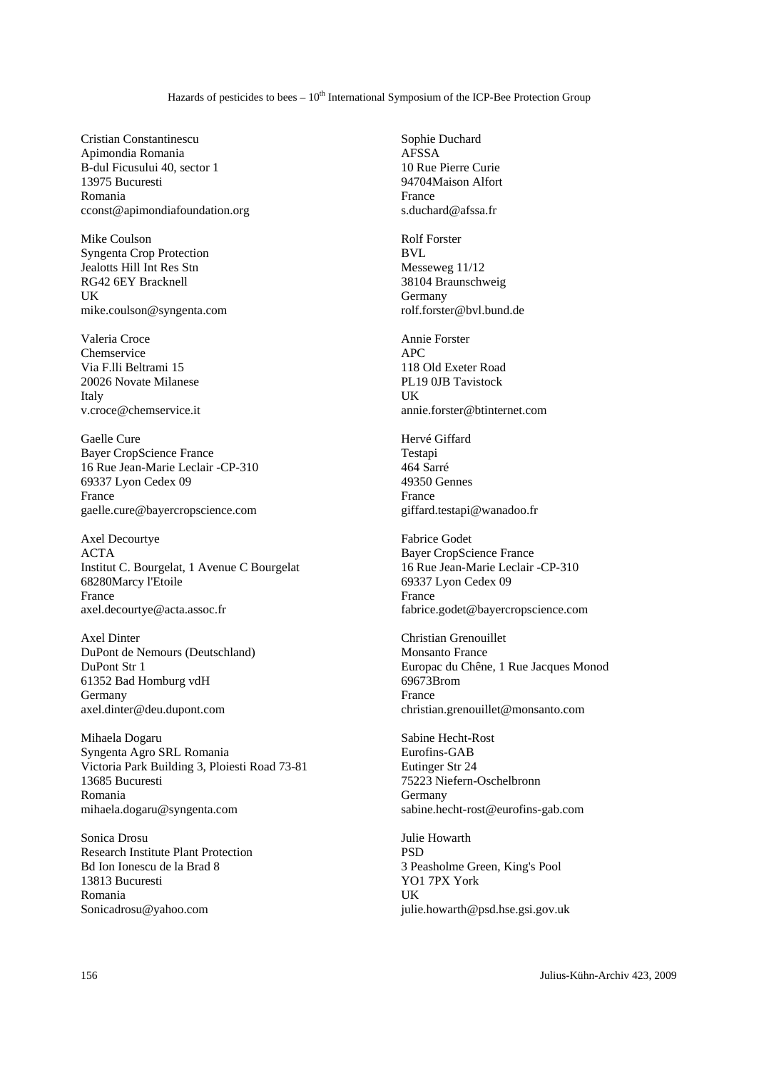Cristian Constantinescu
Apimondia Romania
B-dul Ficusului 40, sector 1
13975 Bucuresti
Romania
cconst@apimondiafoundation.org

Mike Coulson
Syngenta Crop Protection
Jealotts Hill Int Res Stn
RG42 6EY Bracknell
UK
mike.coulson@syngenta.com

Valeria Croce
Chemservice
Via F.lli Beltrami 15
20026 Novate Milanese
Italy
v.croce@chemservice.it

Gaelle Cure
Bayer CropScience France
16 Rue Jean-Marie Leclair -CP-310
69337 Lyon Cedex 09
France
gaelle.cure@bayercropscience.com

Axel Decourtye
ACTA
Institut C. Bourgelat, 1 Avenue C Bourgelat
68280Marcy l'Etoile
France
axel.decourtye@acta.assoc.fr

Axel Dinter
DuPont de Nemours (Deutschland)
DuPont Str 1
61352 Bad Homburg vdH
Germany
axel.dinter@deu.dupont.com

Mihaela Dogaru
Syngenta Agro SRL Romania
Victoria Park Building 3, Ploiesti Road 73-81
13685 Bucuresti
Romania
mihaela.dogaru@syngenta.com

Sonica Drosu
Research Institute Plant Protection
Bd Ion Ionescu de la Brad 8
13813 Bucuresti
Romania
Sonicadrosu@yahoo.com

Sophie Duchard
AFSSA
10 Rue Pierre Curie
94704Maison Alfort
France
s.duchard@afssa.fr

Rolf Forster
BVL
Messeweg 11/12
38104 Braunschweig
Germany
rolf.forster@bvl.bund.de

Annie Forster
APC
118 Old Exeter Road
PL19 0JB Tavistock
UK
annie.forster@btinternet.com

Hervé Giffard
Testapi
464 Sarré
49350 Gennes
France
giffard.testapi@wanadoo.fr

Fabrice Godet
Bayer CropScience France
16 Rue Jean-Marie Leclair -CP-310
69337 Lyon Cedex 09
France
fabrice.godet@bayercropscience.com

Christian Grenouillet
Monsanto France
Europac du Chêne, 1 Rue Jacques Monod
69673Brom
France
christian.grenouillet@monsanto.com

Sabine Hecht-Rost
Eurofins-GAB
Eutinger Str 24
75223 Niefern-Oschelbronn
Germany
sabine.hecht-rost@eurofins-gab.com

Julie Howarth
PSD
3 Peasholme Green, King's Pool
YO1 7PX York
UK
julie.howarth@psd.hse.gsi.gov.uk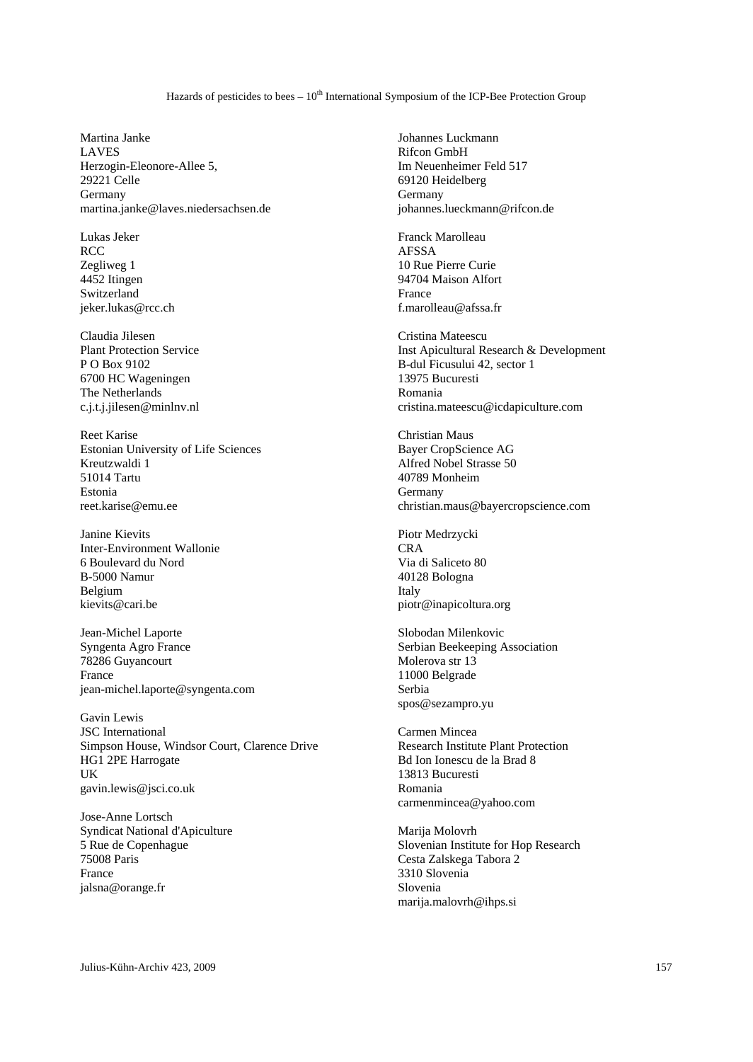Martina Janke
LAVES
Herzogin-Eleonore-Allee 5,
29221 Celle
Germany
martina.janke@laves.niedersachsen.de

Lukas Jeker
RCC
Zegliweg 1
4452 Itingen
Switzerland
jeker.lukas@rcc.ch

Claudia Jilesen
Plant Protection Service
P O Box 9102
6700 HC Wageningen
The Netherlands
c.j.t.j.jilesen@minlnv.nl

Reet Karise
Estonian University of Life Sciences
Kreutzwaldi 1
51014 Tartu
Estonia
reet.karise@emu.ee

Janine Kievits
Inter-Environment Wallonie
6 Boulevard du Nord
B-5000 Namur
Belgium
kievits@cari.be

Jean-Michel Laporte
Syngenta Agro France
78286 Guyancourt
France
jean-michel.laporte@syngenta.com

Gavin Lewis
JSC International
Simpson House, Windsor Court, Clarence Drive
HG1 2PE Harrogate
UK
gavin.lewis@jsci.co.uk

Jose-Anne Lortsch
Syndicat National d'Apiculture
5 Rue de Copenhague
75008 Paris
France
jalsna@orange.fr

Johannes Luckmann
Rifcon GmbH
Im Neuenheimer Feld 517
69120 Heidelberg
Germany
johannes.lueckmann@rifcon.de

Franck Marolleau
AFSSA
10 Rue Pierre Curie
94704 Maison Alfort
France
f.marolleau@afssa.fr

Cristina Mateescu
Inst Apicultural Research & Development
B-dul Ficusului 42, sector 1
13975 Bucuresti
Romania
cristina.mateescu@icdapiculture.com

Christian Maus
Bayer CropScience AG
Alfred Nobel Strasse 50
40789 Monheim
Germany
christian.maus@bayercropscience.com

Piotr Medrzycki
CRA
Via di Saliceto 80
40128 Bologna
Italy
piotr@inapicoltura.org

Slobodan Milenkovic
Serbian Beekeeping Association
Molerova str 13
11000 Belgrade
Serbia
spos@sezampro.yu

Carmen Mincea
Research Institute Plant Protection
Bd Ion Ionescu de la Brad 8
13813 Bucuresti
Romania
carmenmincea@yahoo.com

Marija Molovrh
Slovenian Institute for Hop Research
Cesta Zalskega Tabora 2
3310 Slovenia
Slovenia
marija.malovrh@ihps.si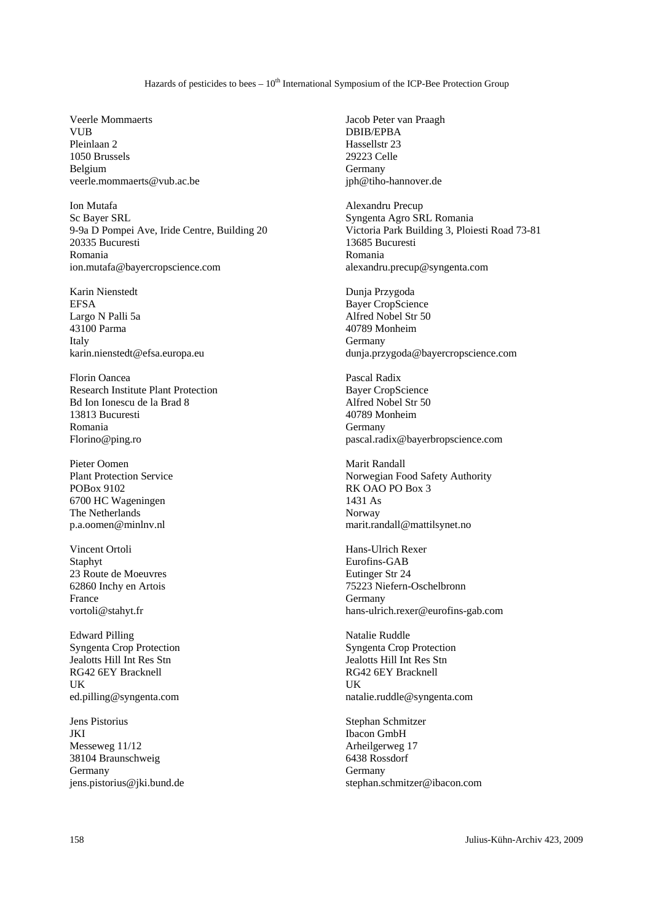Veerle Mommaerts
VUB
Pleinlaan 2
1050 Brussels
Belgium
veerle.mommaerts@vub.ac.be

Ion Mutafa
Sc Bayer SRL
9-9a D Pompei Ave, Iride Centre, Building 20
20335 Bucuresti
Romania
ion.mutafa@bayercropscience.com

Karin Nienstedt
EFSA
Largo N Palli 5a
43100 Parma
Italy
karin.nienstedt@efsa.europa.eu

Florin Oancea
Research Institute Plant Protection
Bd Ion Ionescu de la Brad 8
13813 Bucuresti
Romania
Florino@ping.ro

Pieter Oomen
Plant Protection Service
POBox 9102
6700 HC Wageningen
The Netherlands
p.a.oomen@minlnv.nl

Vincent Ortoli
Staphyt
23 Route de Moeuvres
62860 Inchy en Artois
France
vortoli@stahyt.fr

Edward Pilling
Syngenta Crop Protection
Jealotts Hill Int Res Stn
RG42 6EY Bracknell
UK
ed.pilling@syngenta.com

Jens Pistorius
JKI
Messeweg 11/12
38104 Braunschweig
Germany
jens.pistorius@jki.bund.de

Jacob Peter van Praagh
DBIB/EPBA
Hassellstr 23
29223 Celle
Germany
jph@tiho-hannover.de

Alexandru Precup
Syngenta Agro SRL Romania
Victoria Park Building 3, Ploiesti Road 73-81
13685 Bucuresti
Romania
alexandru.precup@syngenta.com

Dunja Przygoda
Bayer CropScience
Alfred Nobel Str 50
40789 Monheim
Germany
dunja.przygoda@bayercropscience.com

Pascal Radix
Bayer CropScience
Alfred Nobel Str 50
40789 Monheim
Germany
pascal.radix@bayerbropscience.com

Marit Randall
Norwegian Food Safety Authority
RK OAO PO Box 3
1431 As
Norway
marit.randall@mattilsynet.no

Hans-Ulrich Rexer
Eurofins-GAB
Eutinger Str 24
75223 Niefern-Oschelbronn
Germany
hans-ulrich.rexer@eurofins-gab.com

Natalie Ruddle
Syngenta Crop Protection
Jealotts Hill Int Res Stn
RG42 6EY Bracknell
UK
natalie.ruddle@syngenta.com

Stephan Schmitzer
Ibacon GmbH
Arheilgerweg 17
6438 Rossdorf
Germany
stephan.schmitzer@ibacon.com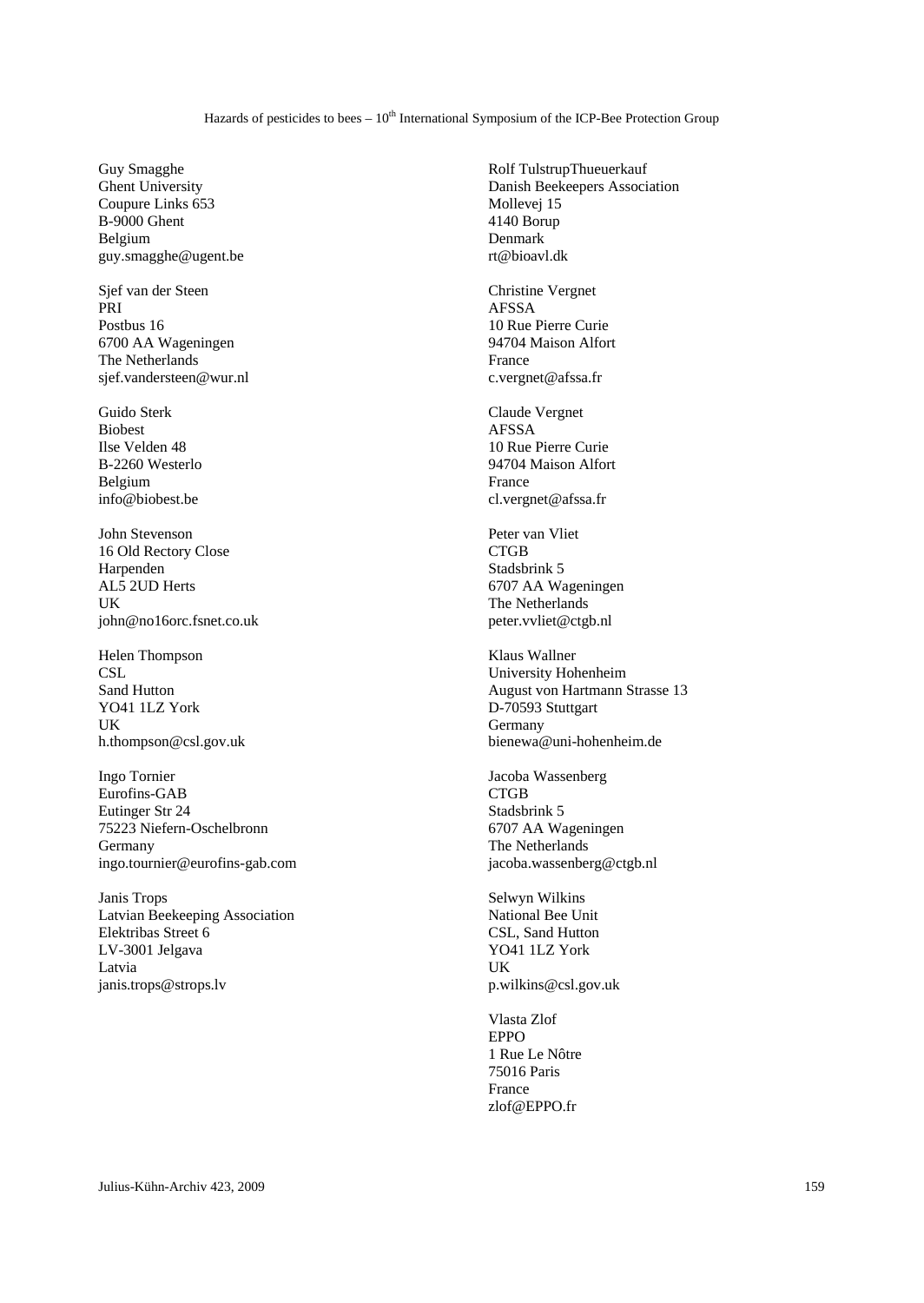Guy Smagghe
Ghent University
Coupure Links 653
B-9000 Ghent
Belgium
guy.smagghe@ugent.be

Sjef van der Steen
PRI
Postbus 16
6700 AA Wageningen
The Netherlands
sjef.vandersteen@wur.nl

Guido Sterk
Biobest
Ilse Velden 48
B-2260 Westerlo
Belgium
info@biobest.be

John Stevenson
16 Old Rectory Close
Harpenden
AL5 2UD Herts
UK
john@no16orc.fsnet.co.uk

Helen Thompson
CSL
Sand Hutton
YO41 1LZ York
UK
h.thompson@csl.gov.uk

Ingo Tornier
Eurofins-GAB
Eutinger Str 24
75223 Niefern-Oschelbronn
Germany
ingo.tournier@eurofins-gab.com

Janis Trops
Latvian Beekeeping Association
Elektribas Street 6
LV-3001 Jelgava
Latvia
janis.trops@strops.lv

Rolf TulstrupThueuerkauf
Danish Beekeepers Association
Mollevej 15
4140 Borup
Denmark
rt@bioavl.dk

Christine Vergnet
AFSSA
10 Rue Pierre Curie
94704 Maison Alfort
France
c.vergnet@afssa.fr

Claude Vergnet
AFSSA
10 Rue Pierre Curie
94704 Maison Alfort
France
cl.vergnet@afssa.fr

Peter van Vliet
CTGB
Stadsbrink 5
6707 AA Wageningen
The Netherlands
peter.vvliet@ctgb.nl

Klaus Wallner
University Hohenheim
August von Hartmann Strasse 13
D-70593 Stuttgart
Germany
bienewa@uni-hohenheim.de

Jacoba Wassenberg
CTGB
Stadsbrink 5
6707 AA Wageningen
The Netherlands
jacoba.wassenberg@ctgb.nl

Selwyn Wilkins
National Bee Unit
CSL, Sand Hutton
YO41 1LZ York
UK
p.wilkins@csl.gov.uk

Vlasta Zlof
EPPO
1 Rue Le Nôtre
75016 Paris
France
zlof@EPPO.fr